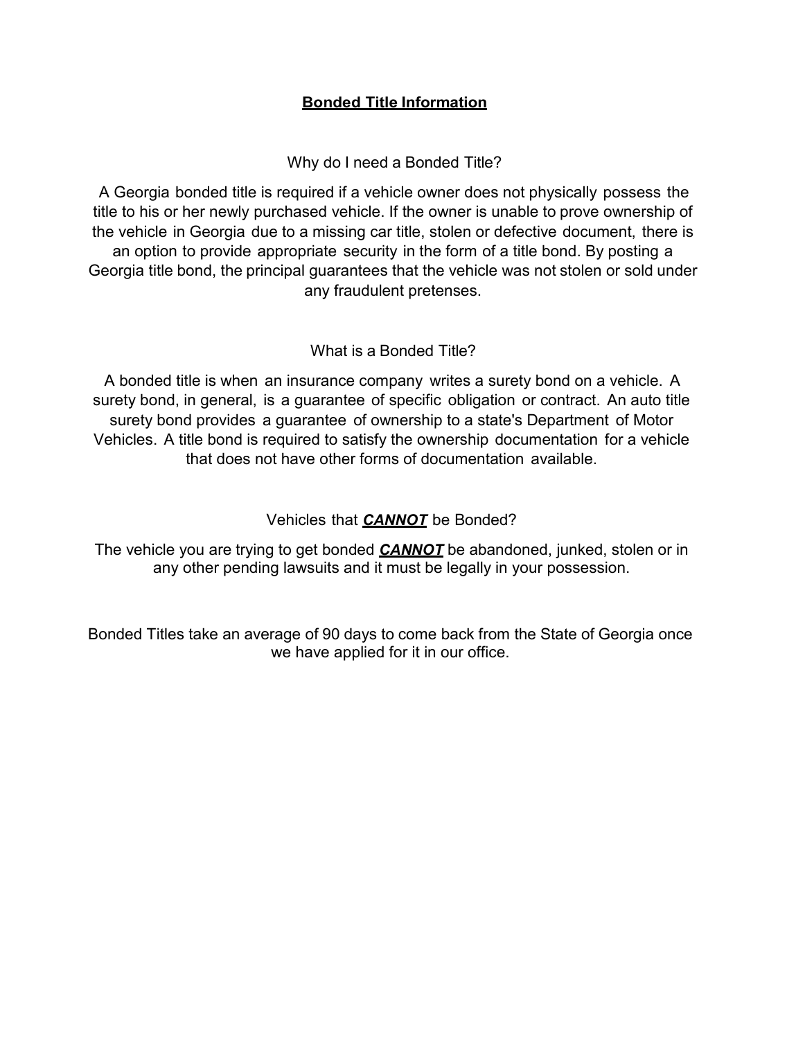# **Bonded Title Information**

## Why do I need a Bonded Title?

A Georgia bonded title is required if a vehicle owner does not physically possess the title to his or her newly purchased vehicle. If the owner is unable to prove ownership of the vehicle in Georgia due to a missing car title, stolen or defective document, there is an option to provide appropriate security in the form of a title bond. By posting a Georgia title bond, the principal guarantees that the vehicle was not stolen or sold under any fraudulent pretenses.

## What is a Bonded Title?

A bonded title is when an insurance company writes a surety bond on a vehicle. A surety bond, in general, is a guarantee of specific obligation or contract. An auto title surety bond provides a guarantee of ownership to a state's Department of Motor Vehicles. A title bond is required to satisfy the ownership documentation for a vehicle that does not have other forms of documentation available.

## Vehicles that ***CANNOT*** be Bonded?

The vehicle you are trying to get bonded ***CANNOT*** be abandoned, junked, stolen or in any other pending lawsuits and it must be legally in your possession.

Bonded Titles take an average of 90 days to come back from the State of Georgia once we have applied for it in our office.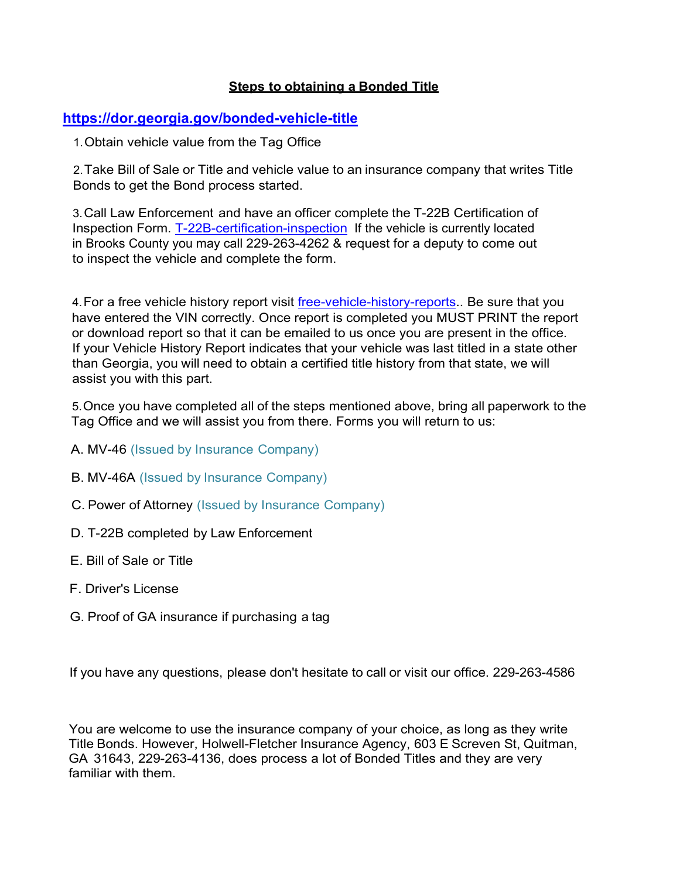## Steps to obtaining a Bonded Title

**https://dor.georgia.gov/bonded-vehicle-title**

1. Obtain vehicle value from the Tag Office

2. Take Bill of Sale or Title and vehicle value to an insurance company that writes Title Bonds to get the Bond process started.

3. Call Law Enforcement and have an officer complete the T-22B Certification of Inspection Form. T-22B-certification-inspection If the vehicle is currently located in Brooks County you may call 229-263-4262 & request for a deputy to come out to inspect the vehicle and complete the form.

4. For a free vehicle history report visit free-vehicle-history-reports.. Be sure that you have entered the VIN correctly. Once report is completed you MUST PRINT the report or download report so that it can be emailed to us once you are present in the office. If your Vehicle History Report indicates that your vehicle was last titled in a state other than Georgia, you will need to obtain a certified title history from that state, we will assist you with this part.

5. Once you have completed all of the steps mentioned above, bring all paperwork to the Tag Office and we will assist you from there. Forms you will return to us:

A. MV-46 (Issued by Insurance Company)

B. MV-46A (Issued by Insurance Company)

C. Power of Attorney (Issued by Insurance Company)

D. T-22B completed by Law Enforcement

E. Bill of Sale or Title

F. Driver's License

G. Proof of GA insurance if purchasing a tag

If you have any questions, please don't hesitate to call or visit our office. 229-263-4586

You are welcome to use the insurance company of your choice, as long as they write Title Bonds. However, Holwell-Fletcher Insurance Agency, 603 E Screven St, Quitman, GA 31643, 229-263-4136, does process a lot of Bonded Titles and they are very familiar with them.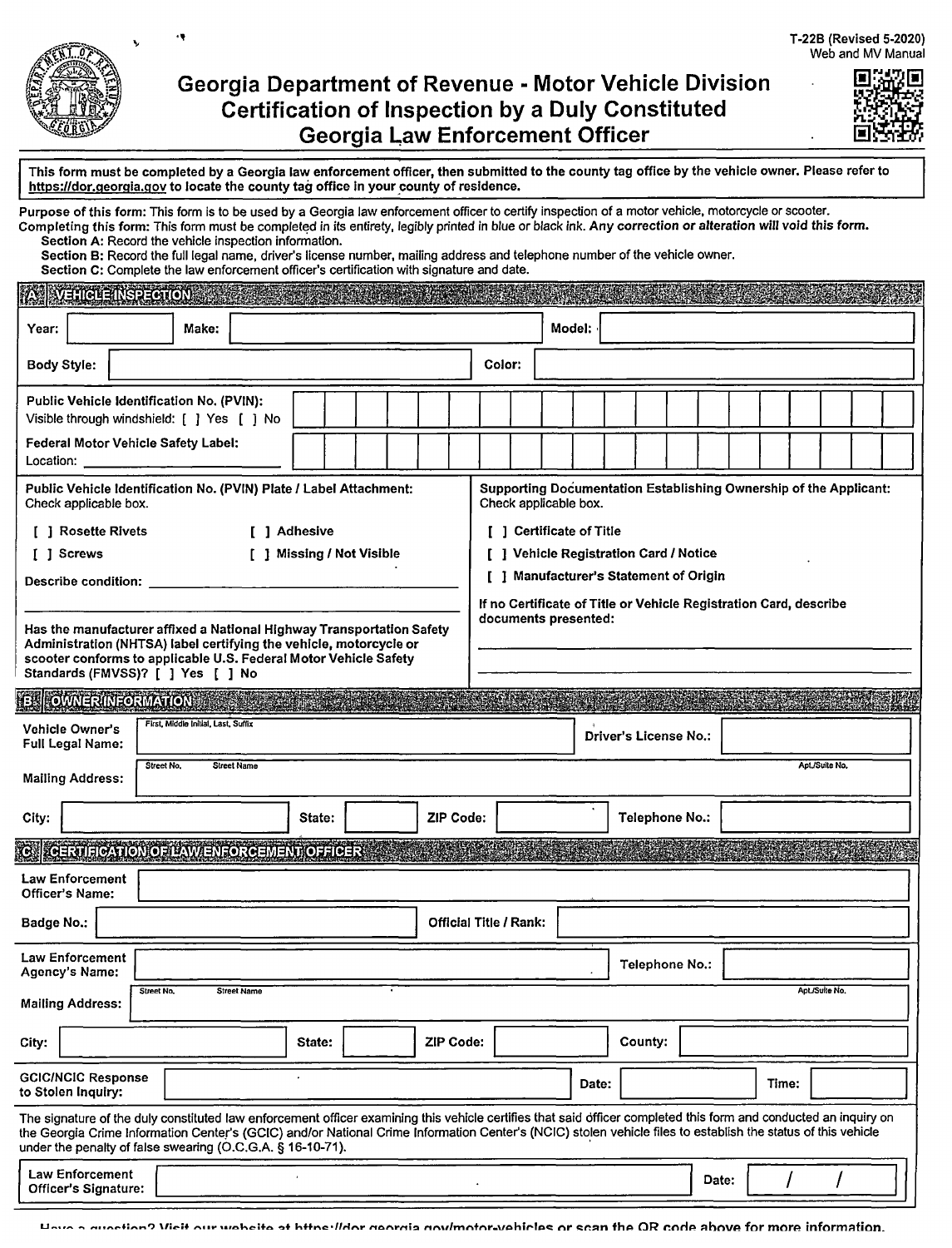T-22B (Revised 5-2020)
Web and MV Manual

# Georgia Department of Revenue - Motor Vehicle Division
# Certification of Inspection by a Duly Constituted Georgia Law Enforcement Officer

This form must be completed by a Georgia law enforcement officer, then submitted to the county tag office by the vehicle owner. Please refer to https://dor.georgia.gov to locate the county tag office in your county of residence.

**Purpose of this form:** This form is to be used by a Georgia law enforcement officer to certify inspection of a motor vehicle, motorcycle or scooter.
**Completing this form:** This form must be completed in its entirety, legibly printed in blue or black ink. *Any correction or alteration will void this form.*

- **Section A:** Record the vehicle inspection information.
- **Section B:** Record the full legal name, driver's license number, mailing address and telephone number of the vehicle owner.
- **Section C:** Complete the law enforcement officer's certification with signature and date.

## A VEHICLE INSPECTION

Year: ______ Make: ______ Model: ______

Body Style: ______ Color: ______

Public Vehicle Identification No. (PVIN):
Visible through windshield: [ ] Yes [ ] No

Federal Motor Vehicle Safety Label:
Location: ______

**Public Vehicle Identification No. (PVIN) Plate / Label Attachment:**
Check applicable box.

[ ] Rosette Rivets [ ] Adhesive
[ ] Screws [ ] Missing / Not Visible

Describe condition: ______

**Has the manufacturer affixed a National Highway Transportation Safety Administration (NHTSA) label certifying the vehicle, motorcycle or scooter conforms to applicable U.S. Federal Motor Vehicle Safety Standards (FMVSS)?** [ ] Yes [ ] No

**Supporting Documentation Establishing Ownership of the Applicant:**
Check applicable box.

[ ] Certificate of Title
[ ] Vehicle Registration Card / Notice
[ ] Manufacturer's Statement of Origin

If no Certificate of Title or Vehicle Registration Card, describe documents presented: ______

## B OWNER INFORMATION

Vehicle Owner's Full Legal Name: (First, Middle Initial, Last, Suffix) ______ Driver's License No.: ______

Mailing Address: (Street No. Street Name Apt./Suite No.) ______

City: ______ State: ______ ZIP Code: ______ Telephone No.: ______

## C CERTIFICATION OF LAW ENFORCEMENT OFFICER

Law Enforcement Officer's Name: ______

Badge No.: ______ Official Title / Rank: ______

Law Enforcement Agency's Name: ______ Telephone No.: ______

Mailing Address: (Street No. Street Name Apt./Suite No.) ______

City: ______ State: ______ ZIP Code: ______ County: ______

GCIC/NCIC Response to Stolen Inquiry: ______ Date: ______ Time: ______

The signature of the duly constituted law enforcement officer examining this vehicle certifies that said officer completed this form and conducted an inquiry on the Georgia Crime Information Center's (GCIC) and/or National Crime Information Center's (NCIC) stolen vehicle files to establish the status of this vehicle under the penalty of false swearing (O.C.G.A. § 16-10-71).

Law Enforcement Officer's Signature: ______ Date: ___ / ___ / ___

Have a question? Visit our website at https://dor.georgia.gov/motor-vehicles or scan the QR code above for more information.